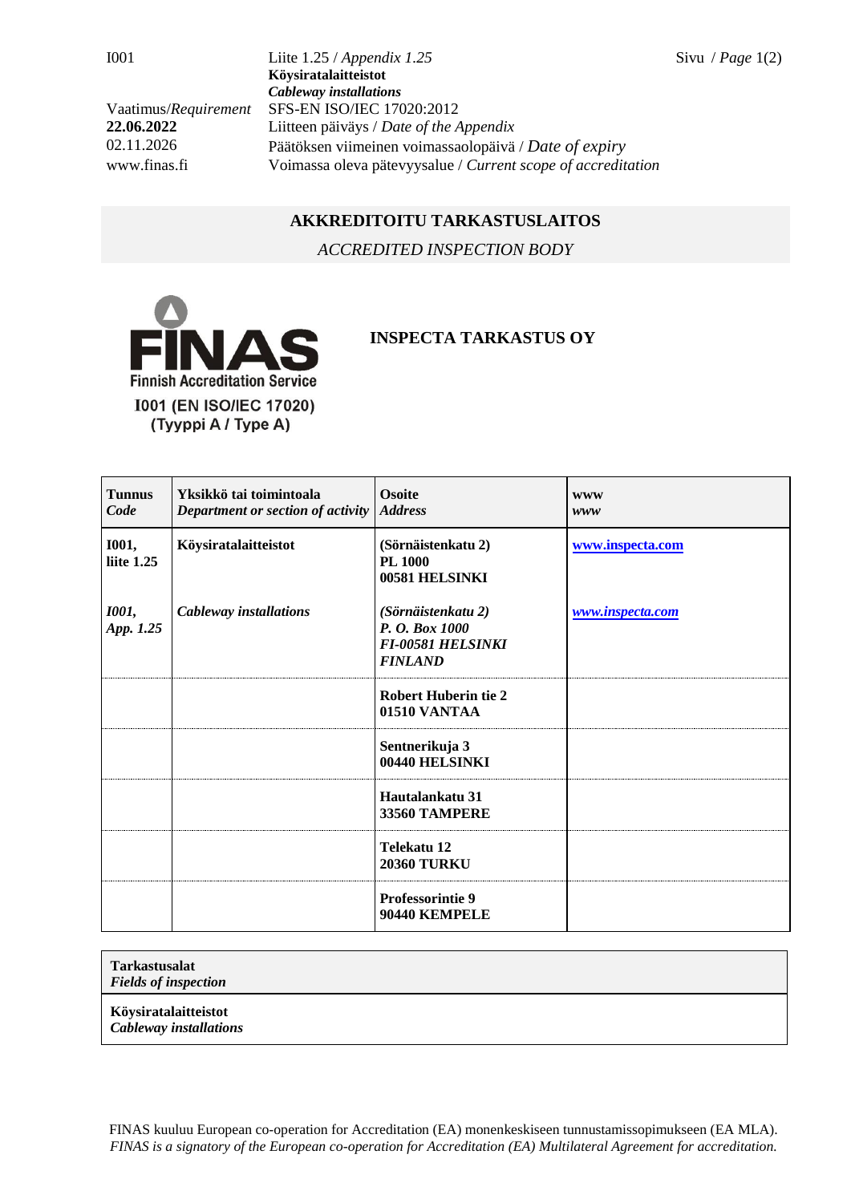I001 | Liite 1.25 / *Appendix 1.25*
**Köysiratalaitteistot**
***Cableway installations***

Vaatimus/*Requirement* SFS-EN ISO/IEC 17020:2012
**22.06.2022** Liitteen päiväys / *Date of the Appendix*
02.11.2026 Päätöksen viimeinen voimassaolopäivä / *Date of expiry*
www.finas.fi Voimassa oleva pätevyysalue / *Current scope of accreditation*

## AKKREDITOITU TARKASTUSLAITOS

*ACCREDITED INSPECTION BODY*

FINAS
Finnish Accreditation Service
I001 (EN ISO/IEC 17020)
(Tyyppi A / Type A)

## INSPECTA TARKASTUS OY

| **Tunnus** ***Code*** | **Yksikkö tai toimintoala** ***Department or section of activity*** | **Osoite** ***Address*** | **www** ***www*** |
|---|---|---|---|
| **I001, liite 1.25** | **Köysiratalaitteistot** | **(Sörnäistenkatu 2) PL 1000 00581 HELSINKI** | **www.inspecta.com** |
| ***I001, App. 1.25*** | ***Cableway installations*** | ***(Sörnäistenkatu 2) P. O. Box 1000 FI-00581 HELSINKI FINLAND*** | ***www.inspecta.com*** |
| | | **Robert Huberin tie 2 01510 VANTAA** | |
| | | **Sentnerikuja 3 00440 HELSINKI** | |
| | | **Hautalankatu 31 33560 TAMPERE** | |
| | | **Telekatu 12 20360 TURKU** | |
| | | **Professorintie 9 90440 KEMPELE** | |

| **Tarkastusalat** ***Fields of inspection*** |
|---|
| **Köysiratalaitteistot** ***Cableway installations*** |

FINAS kuuluu European co-operation for Accreditation (EA) monenkeskiseen tunnustamissopimukseen (EA MLA).
*FINAS is a signatory of the European co-operation for Accreditation (EA) Multilateral Agreement for accreditation.*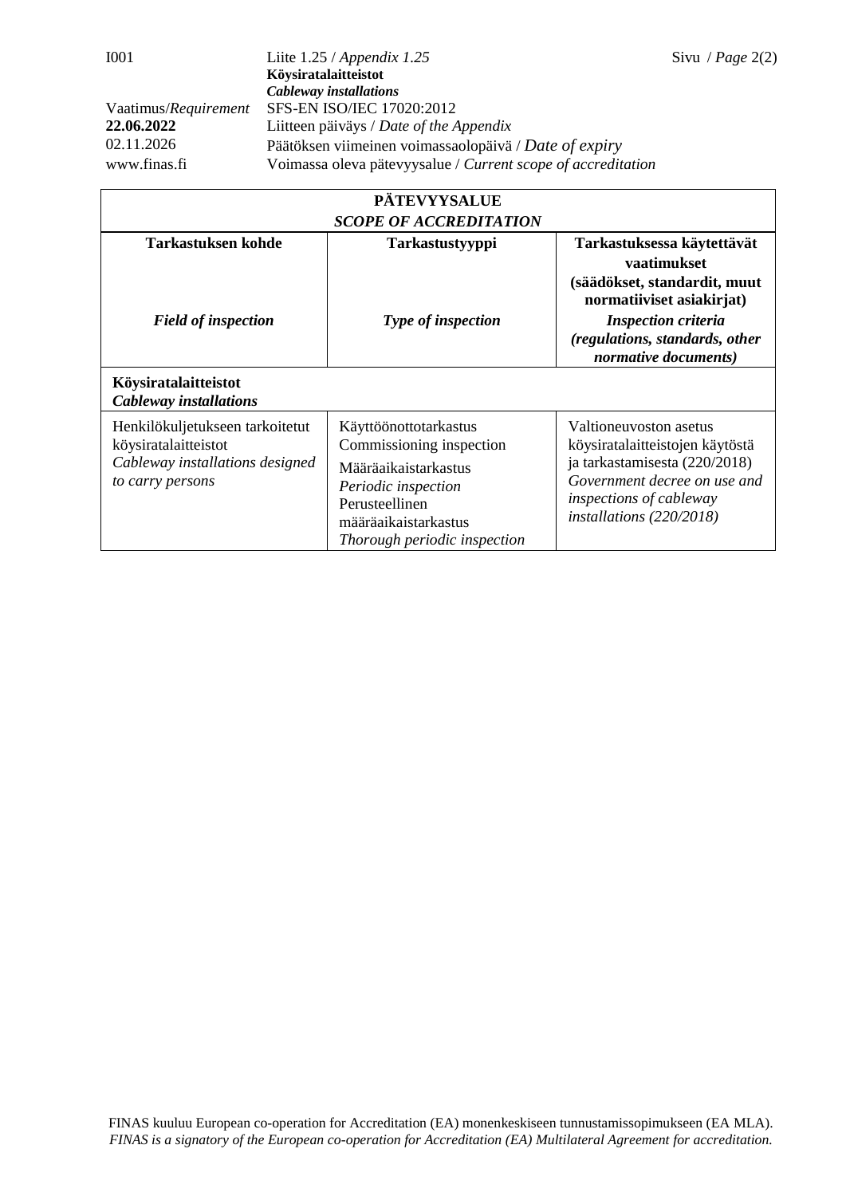I001 Liite 1.25 / *Appendix 1.25*
**Köysiratalaitteistot**
***Cableway installations***

Vaatimus/*Requirement* SFS-EN ISO/IEC 17020:2012
**22.06.2022** Liitteen päiväys / *Date of the Appendix*
02.11.2026 Päätöksen viimeinen voimassaolopäivä / *Date of expiry*
www.finas.fi Voimassa oleva pätevyysalue / *Current scope of accreditation*

| **PÄTEVYYSALUE** ***SCOPE OF ACCREDITATION*** | | |
|---|---|---|
| **Tarkastuksen kohde** ***Field of inspection*** | **Tarkastustyyppi** ***Type of inspection*** | **Tarkastuksessa käytettävät vaatimukset (säädökset, standardit, muut normatiiviset asiakirjat)** ***Inspection criteria (regulations, standards, other normative documents)*** |
| **Köysiratalaitteistot** ***Cableway installations*** | | |
| Henkilökuljetukseen tarkoitetut köysiratalaitteistot *Cableway installations designed to carry persons* | Käyttöönottotarkastus Commissioning inspection Määräaikaistarkastus *Periodic inspection* Perusteellinen määräaikaistarkastus *Thorough periodic inspection* | Valtioneuvoston asetus köysiratalaitteistojen käytöstä ja tarkastamisesta (220/2018) *Government decree on use and inspections of cableway installations (220/2018)* |

FINAS kuuluu European co-operation for Accreditation (EA) monenkeskiseen tunnustamissopimukseen (EA MLA).
*FINAS is a signatory of the European co-operation for Accreditation (EA) Multilateral Agreement for accreditation.*